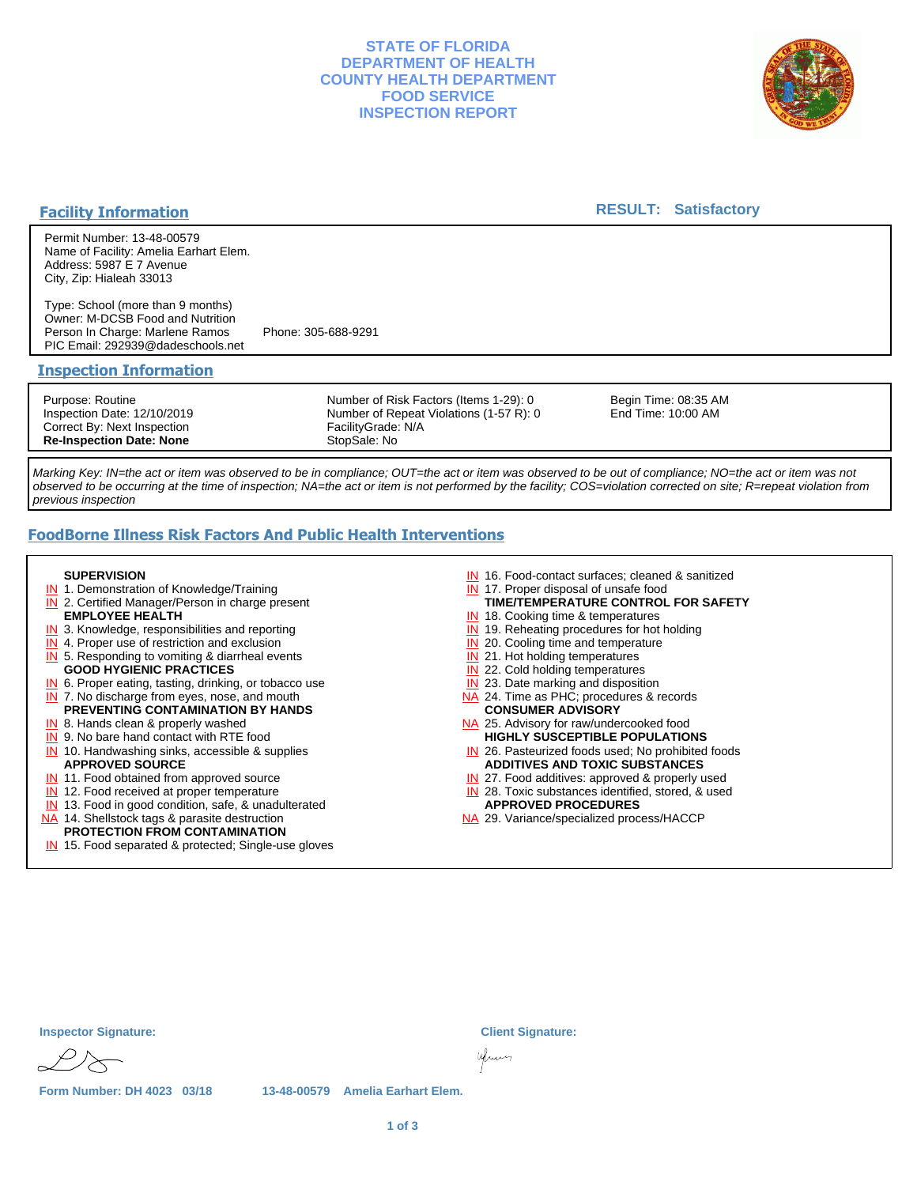# STATE OF FLORIDA
# DEPARTMENT OF HEALTH
# COUNTY HEALTH DEPARTMENT
# FOOD SERVICE
# INSPECTION REPORT

## Facility Information

**RESULT: Satisfactory**

Permit Number: 13-48-00579
Name of Facility: Amelia Earhart Elem.
Address: 5987 E 7 Avenue
City, Zip: Hialeah 33013

Type: School (more than 9 months)
Owner: M-DCSB Food and Nutrition
Person In Charge: Marlene Ramos    Phone: 305-688-9291
PIC Email: 292939@dadeschools.net

## Inspection Information

Purpose: Routine
Inspection Date: 12/10/2019
Correct By: Next Inspection
**Re-Inspection Date: None**

Number of Risk Factors (Items 1-29): 0
Number of Repeat Violations (1-57 R): 0
FacilityGrade: N/A
StopSale: No

Begin Time: 08:35 AM
End Time: 10:00 AM

*Marking Key: IN=the act or item was observed to be in compliance; OUT=the act or item was observed to be out of compliance; NO=the act or item was not observed to be occurring at the time of inspection; NA=the act or item is not performed by the facility; COS=violation corrected on site; R=repeat violation from previous inspection*

## FoodBorne Illness Risk Factors And Public Health Interventions

**SUPERVISION**
- IN 1. Demonstration of Knowledge/Training
- IN 2. Certified Manager/Person in charge present

**EMPLOYEE HEALTH**
- IN 3. Knowledge, responsibilities and reporting
- IN 4. Proper use of restriction and exclusion
- IN 5. Responding to vomiting & diarrheal events

**GOOD HYGIENIC PRACTICES**
- IN 6. Proper eating, tasting, drinking, or tobacco use
- IN 7. No discharge from eyes, nose, and mouth

**PREVENTING CONTAMINATION BY HANDS**
- IN 8. Hands clean & properly washed
- IN 9. No bare hand contact with RTE food
- IN 10. Handwashing sinks, accessible & supplies

**APPROVED SOURCE**
- IN 11. Food obtained from approved source
- IN 12. Food received at proper temperature
- IN 13. Food in good condition, safe, & unadulterated
- NA 14. Shellstock tags & parasite destruction

**PROTECTION FROM CONTAMINATION**
- IN 15. Food separated & protected; Single-use gloves
- IN 16. Food-contact surfaces; cleaned & sanitized
- IN 17. Proper disposal of unsafe food

**TIME/TEMPERATURE CONTROL FOR SAFETY**
- IN 18. Cooking time & temperatures
- IN 19. Reheating procedures for hot holding
- IN 20. Cooling time and temperature
- IN 21. Hot holding temperatures
- IN 22. Cold holding temperatures
- IN 23. Date marking and disposition
- NA 24. Time as PHC; procedures & records

**CONSUMER ADVISORY**
- NA 25. Advisory for raw/undercooked food

**HIGHLY SUSCEPTIBLE POPULATIONS**
- IN 26. Pasteurized foods used; No prohibited foods

**ADDITIVES AND TOXIC SUBSTANCES**
- IN 27. Food additives: approved & properly used
- IN 28. Toxic substances identified, stored, & used

**APPROVED PROCEDURES**
- NA 29. Variance/specialized process/HACCP

**Inspector Signature:**

**Client Signature:**

Form Number: DH 4023 03/18    13-48-00579 Amelia Earhart Elem.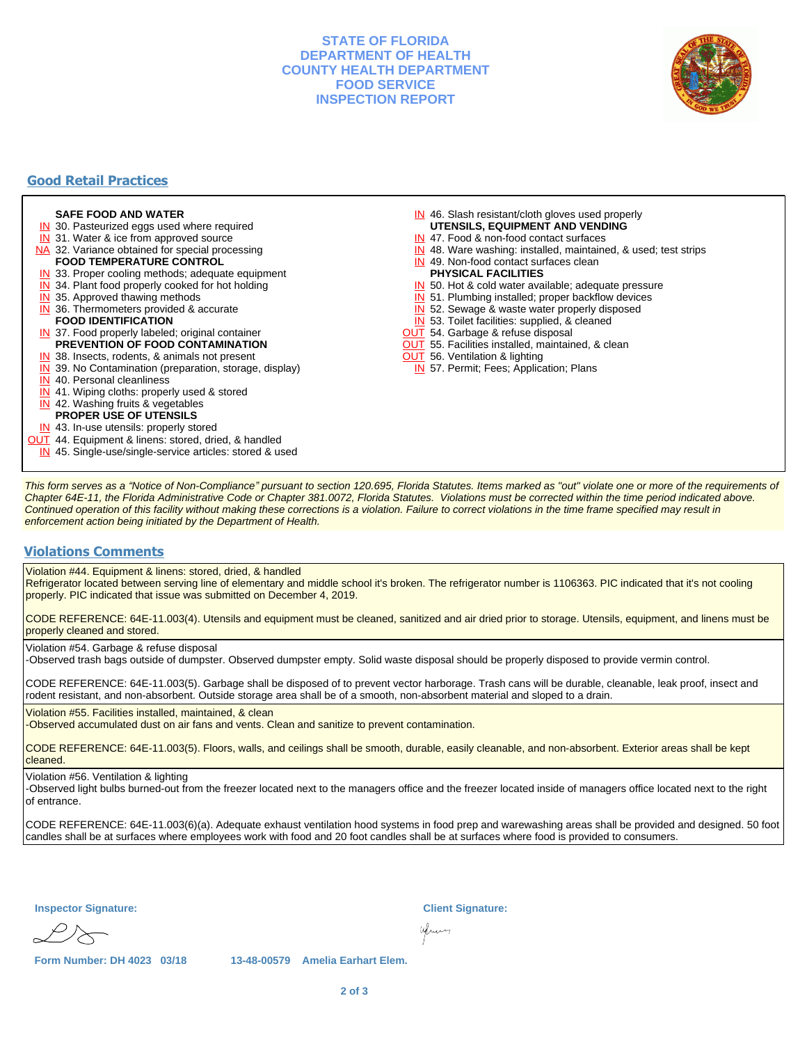# STATE OF FLORIDA
# DEPARTMENT OF HEALTH
# COUNTY HEALTH DEPARTMENT
# FOOD SERVICE
# INSPECTION REPORT

## Good Retail Practices

**SAFE FOOD AND WATER**
- IN 30. Pasteurized eggs used where required
- IN 31. Water & ice from approved source
- NA 32. Variance obtained for special processing

**FOOD TEMPERATURE CONTROL**
- IN 33. Proper cooling methods; adequate equipment
- IN 34. Plant food properly cooked for hot holding
- IN 35. Approved thawing methods
- IN 36. Thermometers provided & accurate

**FOOD IDENTIFICATION**
- IN 37. Food properly labeled; original container

**PREVENTION OF FOOD CONTAMINATION**
- IN 38. Insects, rodents, & animals not present
- IN 39. No Contamination (preparation, storage, display)
- IN 40. Personal cleanliness
- IN 41. Wiping cloths: properly used & stored
- IN 42. Washing fruits & vegetables

**PROPER USE OF UTENSILS**
- IN 43. In-use utensils: properly stored
- OUT 44. Equipment & linens: stored, dried, & handled
- IN 45. Single-use/single-service articles: stored & used
- IN 46. Slash resistant/cloth gloves used properly

**UTENSILS, EQUIPMENT AND VENDING**
- IN 47. Food & non-food contact surfaces
- IN 48. Ware washing: installed, maintained, & used; test strips
- IN 49. Non-food contact surfaces clean

**PHYSICAL FACILITIES**
- IN 50. Hot & cold water available; adequate pressure
- IN 51. Plumbing installed; proper backflow devices
- IN 52. Sewage & waste water properly disposed
- IN 53. Toilet facilities: supplied, & cleaned
- OUT 54. Garbage & refuse disposal
- OUT 55. Facilities installed, maintained, & clean
- OUT 56. Ventilation & lighting
- IN 57. Permit; Fees; Application; Plans

*This form serves as a "Notice of Non-Compliance" pursuant to section 120.695, Florida Statutes. Items marked as "out" violate one or more of the requirements of Chapter 64E-11, the Florida Administrative Code or Chapter 381.0072, Florida Statutes. Violations must be corrected within the time period indicated above. Continued operation of this facility without making these corrections is a violation. Failure to correct violations in the time frame specified may result in enforcement action being initiated by the Department of Health.*

## Violations Comments

Violation #44. Equipment & linens: stored, dried, & handled
Refrigerator located between serving line of elementary and middle school it's broken. The refrigerator number is 1106363. PIC indicated that it's not cooling properly. PIC indicated that issue was submitted on December 4, 2019.

CODE REFERENCE: 64E-11.003(4). Utensils and equipment must be cleaned, sanitized and air dried prior to storage. Utensils, equipment, and linens must be properly cleaned and stored.

Violation #54. Garbage & refuse disposal
-Observed trash bags outside of dumpster. Observed dumpster empty. Solid waste disposal should be properly disposed to provide vermin control.

CODE REFERENCE: 64E-11.003(5). Garbage shall be disposed of to prevent vector harborage. Trash cans will be durable, cleanable, leak proof, insect and rodent resistant, and non-absorbent. Outside storage area shall be of a smooth, non-absorbent material and sloped to a drain.

Violation #55. Facilities installed, maintained, & clean
-Observed accumulated dust on air fans and vents. Clean and sanitize to prevent contamination.

CODE REFERENCE: 64E-11.003(5). Floors, walls, and ceilings shall be smooth, durable, easily cleanable, and non-absorbent. Exterior areas shall be kept cleaned.

Violation #56. Ventilation & lighting
-Observed light bulbs burned-out from the freezer located next to the managers office and the freezer located inside of managers office located next to the right of entrance.

CODE REFERENCE: 64E-11.003(6)(a). Adequate exhaust ventilation hood systems in food prep and warewashing areas shall be provided and designed. 50 foot candles shall be at surfaces where employees work with food and 20 foot candles shall be at surfaces where food is provided to consumers.

**Inspector Signature:** 

**Client Signature:** 

Form Number: DH 4023 03/18 13-48-00579 Amelia Earhart Elem.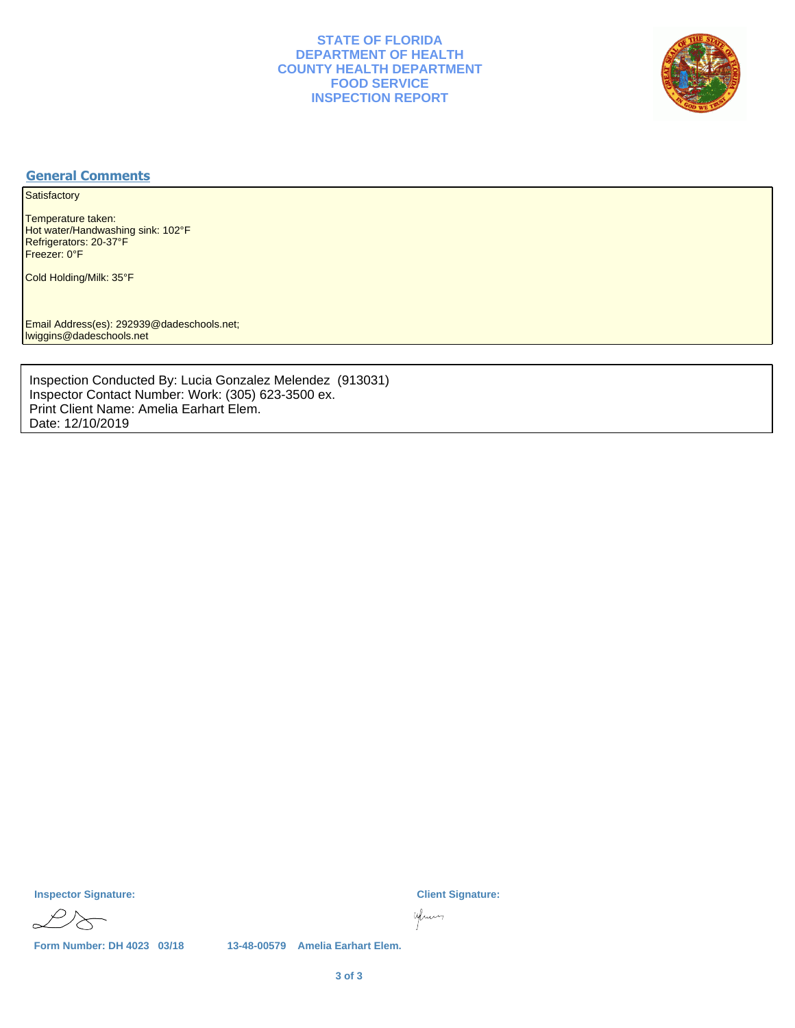**STATE OF FLORIDA**
**DEPARTMENT OF HEALTH**
**COUNTY HEALTH DEPARTMENT**
**FOOD SERVICE**
**INSPECTION REPORT**

## General Comments

Satisfactory

Temperature taken:
Hot water/Handwashing sink: 102°F
Refrigerators: 20-37°F
Freezer: 0°F

Cold Holding/Milk: 35°F

Email Address(es): 292939@dadeschools.net;
lwiggins@dadeschools.net

Inspection Conducted By: Lucia Gonzalez Melendez (913031)
Inspector Contact Number: Work: (305) 623-3500 ex.
Print Client Name: Amelia Earhart Elem.
Date: 12/10/2019

**Inspector Signature:**

**Client Signature:**

**Form Number: DH 4023 03/18** **13-48-00579 Amelia Earhart Elem.**